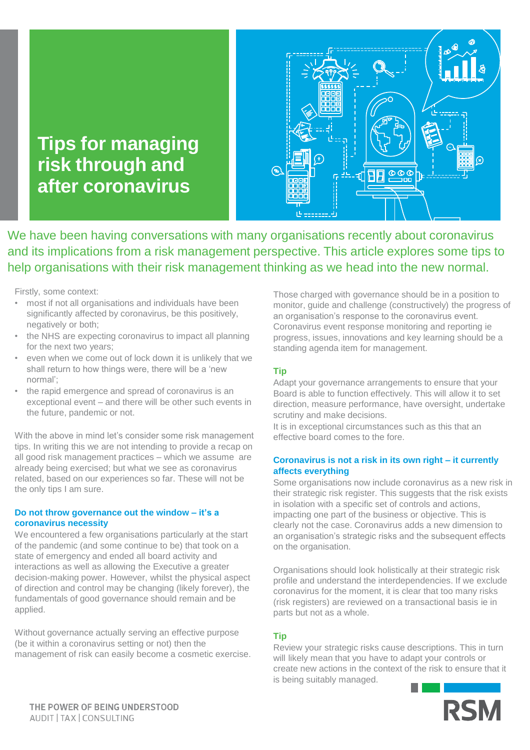# Tips for managing risk through and after coronavirus

We have been having conversations with many organisations recently about coronavirus and its implications from a risk management perspective. This article explores some tips to help organisations with their risk management thinking as we head into the new normal.

Firstly, some context:

- most if not all organisations and individuals have been significantly affected by coronavirus, be this positively, negatively or both;
- the NHS are expecting coronavirus to impact all planning for the next two years;
- even when we come out of lock down it is unlikely that we shall return to how things were, there will be a 'new normal';
- the rapid emergence and spread of coronavirus is an exceptional event – and there will be other such events in the future, pandemic or not.

With the above in mind let's consider some risk management tips. In writing this we are not intending to provide a recap on all good risk management practices – which we assume are already being exercised; but what we see as coronavirus related, based on our experiences so far. These will not be the only tips I am sure.

## Do not throw governance out the window – it's a coronavirus necessity

We encountered a few organisations particularly at the start of the pandemic (and some continue to be) that took on a state of emergency and ended all board activity and interactions as well as allowing the Executive a greater decision-making power. However, whilst the physical aspect of direction and control may be changing (likely forever), the fundamentals of good governance should remain and be applied.

Without governance actually serving an effective purpose (be it within a coronavirus setting or not) then the management of risk can easily become a cosmetic exercise.

Those charged with governance should be in a position to monitor, guide and challenge (constructively) the progress of an organisation's response to the coronavirus event. Coronavirus event response monitoring and reporting ie progress, issues, innovations and key learning should be a standing agenda item for management.

### Tip

Adapt your governance arrangements to ensure that your Board is able to function effectively. This will allow it to set direction, measure performance, have oversight, undertake scrutiny and make decisions.

It is in exceptional circumstances such as this that an effective board comes to the fore.

## Coronavirus is not a risk in its own right – it currently affects everything

Some organisations now include coronavirus as a new risk in their strategic risk register. This suggests that the risk exists in isolation with a specific set of controls and actions, impacting one part of the business or objective. This is clearly not the case. Coronavirus adds a new dimension to an organisation's strategic risks and the subsequent effects on the organisation.

Organisations should look holistically at their strategic risk profile and understand the interdependencies. If we exclude coronavirus for the moment, it is clear that too many risks (risk registers) are reviewed on a transactional basis ie in parts but not as a whole.

### Tip

Review your strategic risks cause descriptions. This in turn will likely mean that you have to adapt your controls or create new actions in the context of the risk to ensure that it is being suitably managed.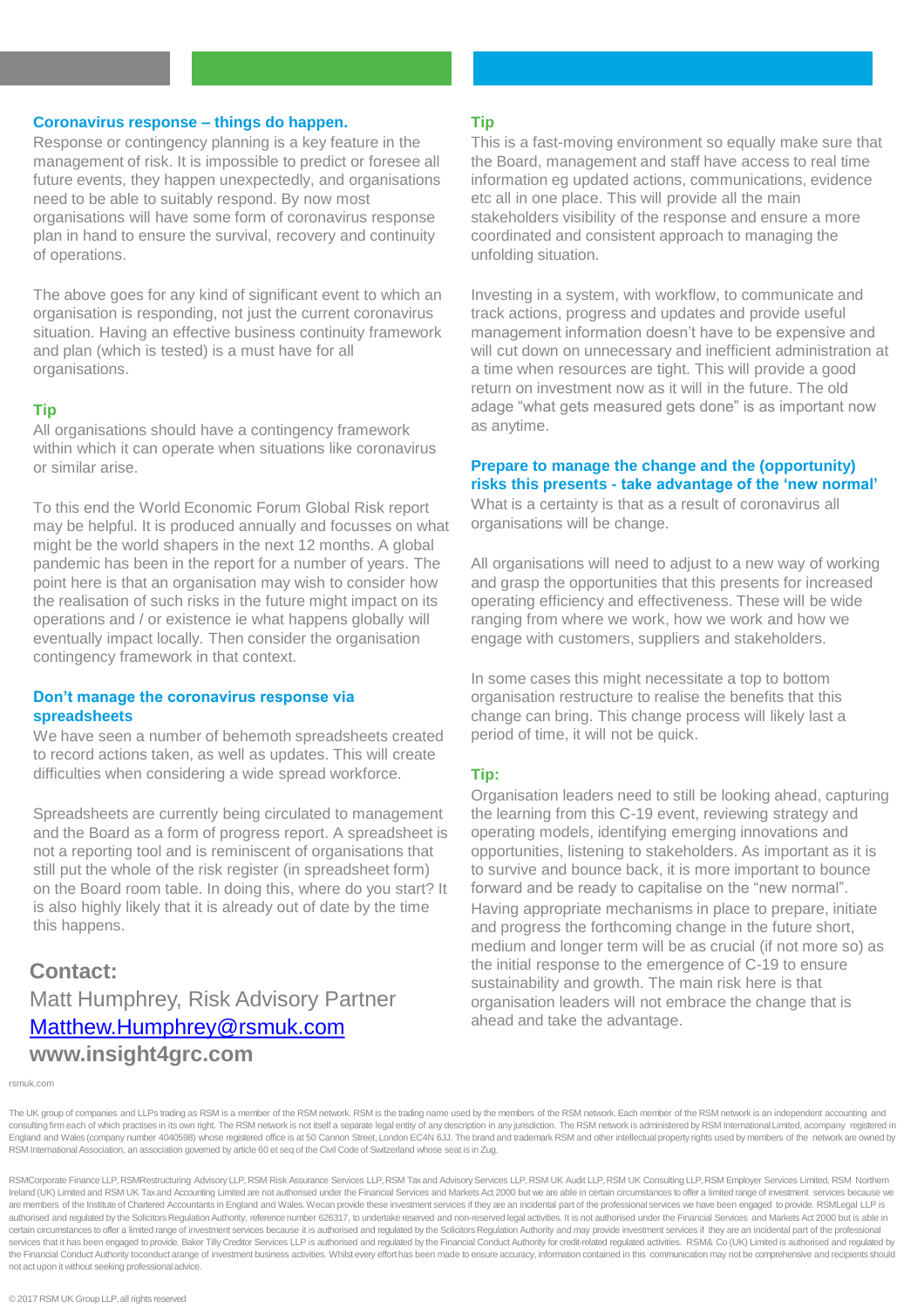### Coronavirus response – things do happen.

Response or contingency planning is a key feature in the management of risk. It is impossible to predict or foresee all future events, they happen unexpectedly, and organisations need to be able to suitably respond. By now most organisations will have some form of coronavirus response plan in hand to ensure the survival, recovery and continuity of operations.

The above goes for any kind of significant event to which an organisation is responding, not just the current coronavirus situation. Having an effective business continuity framework and plan (which is tested) is a must have for all organisations.

### Tip

All organisations should have a contingency framework within which it can operate when situations like coronavirus or similar arise.

To this end the World Economic Forum Global Risk report may be helpful. It is produced annually and focusses on what might be the world shapers in the next 12 months. A global pandemic has been in the report for a number of years. The point here is that an organisation may wish to consider how the realisation of such risks in the future might impact on its operations and / or existence ie what happens globally will eventually impact locally. Then consider the organisation contingency framework in that context.

### Don't manage the coronavirus response via spreadsheets

We have seen a number of behemoth spreadsheets created to record actions taken, as well as updates. This will create difficulties when considering a wide spread workforce.

Spreadsheets are currently being circulated to management and the Board as a form of progress report. A spreadsheet is not a reporting tool and is reminiscent of organisations that still put the whole of the risk register (in spreadsheet form) on the Board room table. In doing this, where do you start? It is also highly likely that it is already out of date by the time this happens.

### Tip

This is a fast-moving environment so equally make sure that the Board, management and staff have access to real time information eg updated actions, communications, evidence etc all in one place. This will provide all the main stakeholders visibility of the response and ensure a more coordinated and consistent approach to managing the unfolding situation.

Investing in a system, with workflow, to communicate and track actions, progress and updates and provide useful management information doesn't have to be expensive and will cut down on unnecessary and inefficient administration at a time when resources are tight. This will provide a good return on investment now as it will in the future. The old adage "what gets measured gets done" is as important now as anytime.

### Prepare to manage the change and the (opportunity) risks this presents - take advantage of the 'new normal'

What is a certainty is that as a result of coronavirus all organisations will be change.

All organisations will need to adjust to a new way of working and grasp the opportunities that this presents for increased operating efficiency and effectiveness. These will be wide ranging from where we work, how we work and how we engage with customers, suppliers and stakeholders.

In some cases this might necessitate a top to bottom organisation restructure to realise the benefits that this change can bring. This change process will likely last a period of time, it will not be quick.

### Tip:

Organisation leaders need to still be looking ahead, capturing the learning from this C-19 event, reviewing strategy and operating models, identifying emerging innovations and opportunities, listening to stakeholders. As important as it is to survive and bounce back, it is more important to bounce forward and be ready to capitalise on the "new normal". Having appropriate mechanisms in place to prepare, initiate and progress the forthcoming change in the future short, medium and longer term will be as crucial (if not more so) as the initial response to the emergence of C-19 to ensure sustainability and growth. The main risk here is that organisation leaders will not embrace the change that is ahead and take the advantage.

## Contact:

Matt Humphrey, Risk Advisory Partner
Matthew.Humphrey@rsmuk.com
**www.insight4grc.com**

rsmuk.com

The UK group of companies and LLPs trading as RSM is a member of the RSM network. RSM is the trading name used by the members of the RSM network. Each member of the RSM network is an independent accounting and consulting firm each of which practises in its own right. The RSM network is not itself a separate legal entity of any description in any jurisdiction. The RSM network is administered by RSM International Limited, a company registered in England and Wales (company number 4040598) whose registered office is at 50 Cannon Street, London EC4N 6JJ. The brand and trademark RSM and other intellectual property rights used by members of the network are owned by RSM International Association, an association governed by article 60 et seq of the Civil Code of Switzerland whose seat is in Zug.

RSM Corporate Finance LLP, RSM Restructuring Advisory LLP, RSM Risk Assurance Services LLP, RSM Tax and Advisory Services LLP, RSM UK Audit LLP, RSM UK Consulting LLP, RSM Employer Services Limited, RSM Northern Ireland (UK) Limited and RSM UK Tax and Accounting Limited are not authorised under the Financial Services and Markets Act 2000 but we are able in certain circumstances to offer a limited range of investment services because we are members of the Institute of Chartered Accountants in England and Wales. We can provide these investment services if they are an incidental part of the professional services we have been engaged to provide. RSM Legal LLP is authorised and regulated by the Solicitors Regulation Authority, reference number 626317, to undertake reserved and non-reserved legal activities. It is not authorised under the Financial Services and Markets Act 2000 but is able in certain circumstances to offer a limited range of investment services because it is authorised and regulated by the Solicitors Regulation Authority and may provide investment services if they are an incidental part of the professional services that it has been engaged to provide. Baker Tilly Creditor Services LLP is authorised and regulated by the Financial Conduct Authority for credit-related regulated activities. RSM & Co (UK) Limited is authorised and regulated by the Financial Conduct Authority to conduct a range of investment business activities. Whilst every effort has been made to ensure accuracy, information contained in this communication may not be comprehensive and recipients should not act upon it without seeking professional advice.

© 2017 RSM UK Group LLP, all rights reserved